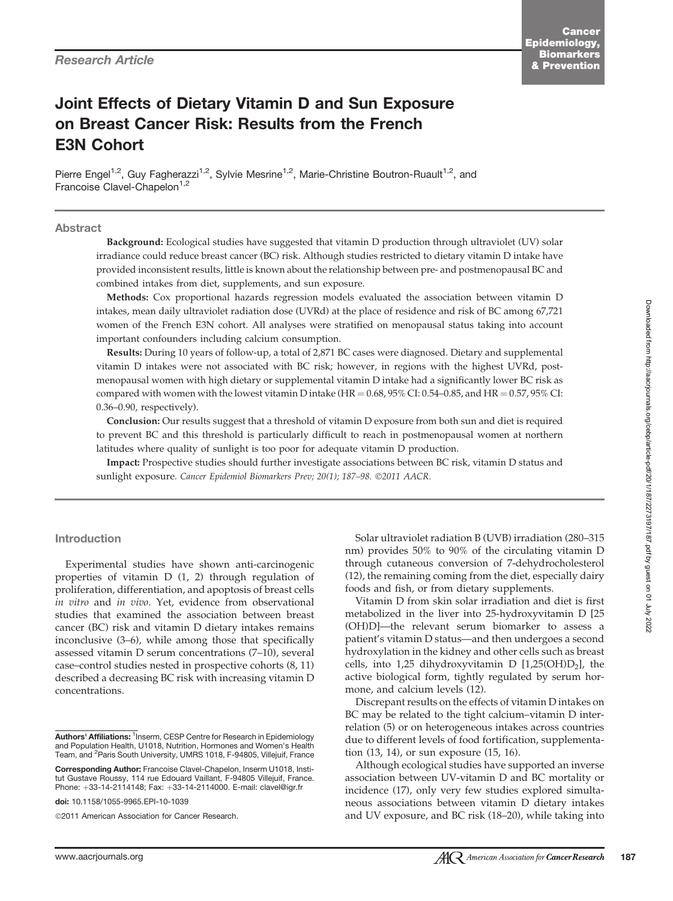Research Article

# Joint Effects of Dietary Vitamin D and Sun Exposure on Breast Cancer Risk: Results from the French E3N Cohort

Pierre Engel[1,2], Guy Fagherazzi[1,2], Sylvie Mesrine[1,2], Marie-Christine Boutron-Ruault[1,2], and Francoise Clavel-Chapelon[1,2]

## Abstract

**Background:** Ecological studies have suggested that vitamin D production through ultraviolet (UV) solar irradiance could reduce breast cancer (BC) risk. Although studies restricted to dietary vitamin D intake have provided inconsistent results, little is known about the relationship between pre- and postmenopausal BC and combined intakes from diet, supplements, and sun exposure.

**Methods:** Cox proportional hazards regression models evaluated the association between vitamin D intakes, mean daily ultraviolet radiation dose (UVRd) at the place of residence and risk of BC among 67,721 women of the French E3N cohort. All analyses were stratified on menopausal status taking into account important confounders including calcium consumption.

**Results:** During 10 years of follow-up, a total of 2,871 BC cases were diagnosed. Dietary and supplemental vitamin D intakes were not associated with BC risk; however, in regions with the highest UVRd, postmenopausal women with high dietary or supplemental vitamin D intake had a significantly lower BC risk as compared with women with the lowest vitamin D intake (HR = 0.68, 95% CI: 0.54–0.85, and HR = 0.57, 95% CI: 0.36–0.90, respectively).

**Conclusion:** Our results suggest that a threshold of vitamin D exposure from both sun and diet is required to prevent BC and this threshold is particularly difficult to reach in postmenopausal women at northern latitudes where quality of sunlight is too poor for adequate vitamin D production.

**Impact:** Prospective studies should further investigate associations between BC risk, vitamin D status and sunlight exposure. *Cancer Epidemiol Biomarkers Prev; 20(1); 187–98. ©2011 AACR.*

## Introduction

Experimental studies have shown anti-carcinogenic properties of vitamin D (1, 2) through regulation of proliferation, differentiation, and apoptosis of breast cells *in vitro* and *in vivo*. Yet, evidence from observational studies that examined the association between breast cancer (BC) risk and vitamin D dietary intakes remains inconclusive (3–6), while among those that specifically assessed vitamin D serum concentrations (7–10), several case–control studies nested in prospective cohorts (8, 11) described a decreasing BC risk with increasing vitamin D concentrations.

Solar ultraviolet radiation B (UVB) irradiation (280–315 nm) provides 50% to 90% of the circulating vitamin D through cutaneous conversion of 7-dehydrocholesterol (12), the remaining coming from the diet, especially dairy foods and fish, or from dietary supplements.

Vitamin D from skin solar irradiation and diet is first metabolized in the liver into 25-hydroxyvitamin D [25(OH)D]—the relevant serum biomarker to assess a patient's vitamin D status—and then undergoes a second hydroxylation in the kidney and other cells such as breast cells, into 1,25 dihydroxyvitamin D [$1,25(OH)D_2$], the active biological form, tightly regulated by serum hormone, and calcium levels (12).

Discrepant results on the effects of vitamin D intakes on BC may be related to the tight calcium–vitamin D interrelation (5) or on heterogeneous intakes across countries due to different levels of food fortification, supplementation (13, 14), or sun exposure (15, 16).

Although ecological studies have supported an inverse association between UV-vitamin D and BC mortality or incidence (17), only very few studies explored simultaneous associations between vitamin D dietary intakes and UV exposure, and BC risk (18–20), while taking into

**Authors' Affiliations:** [1]Inserm, CESP Centre for Research in Epidemiology and Population Health, U1018, Nutrition, Hormones and Women's Health Team, and [2]Paris South University, UMRS 1018, F-94805, Villejuif, France

**Corresponding Author:** Francoise Clavel-Chapelon, Inserm U1018, Institut Gustave Roussy, 114 rue Edouard Vaillant, F-94805 Villejuif, France. Phone: +33-14-2114148; Fax: +33-14-2114000. E-mail: clavel@igr.fr

doi: 10.1158/1055-9965.EPI-10-1039

©2011 American Association for Cancer Research.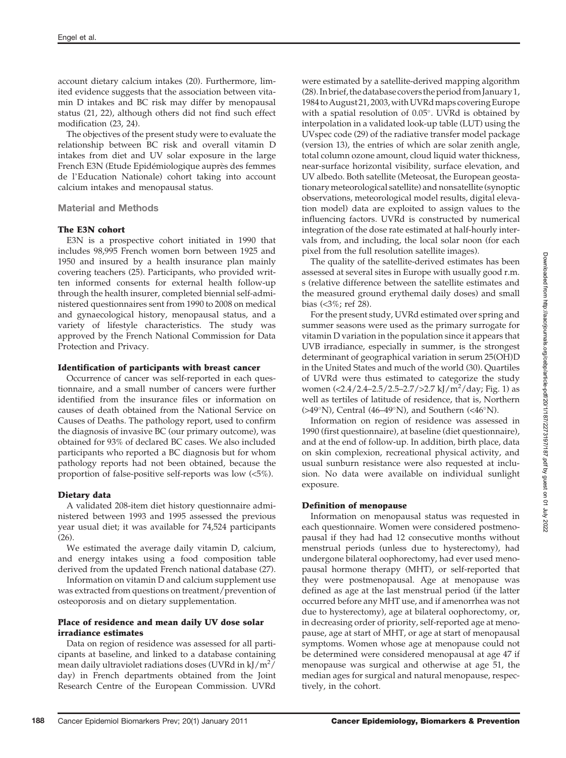account dietary calcium intakes (20). Furthermore, limited evidence suggests that the association between vitamin D intakes and BC risk may differ by menopausal status (21, 22), although others did not find such effect modification (23, 24).

The objectives of the present study were to evaluate the relationship between BC risk and overall vitamin D intakes from diet and UV solar exposure in the large French E3N (Etude Epidémiologique auprès des femmes de l'Education Nationale) cohort taking into account calcium intakes and menopausal status.

## Material and Methods

### The E3N cohort

E3N is a prospective cohort initiated in 1990 that includes 98,995 French women born between 1925 and 1950 and insured by a health insurance plan mainly covering teachers (25). Participants, who provided written informed consents for external health follow-up through the health insurer, completed biennial self-administered questionnaires sent from 1990 to 2008 on medical and gynaecological history, menopausal status, and a variety of lifestyle characteristics. The study was approved by the French National Commission for Data Protection and Privacy.

### Identification of participants with breast cancer

Occurrence of cancer was self-reported in each questionnaire, and a small number of cancers were further identified from the insurance files or information on causes of death obtained from the National Service on Causes of Deaths. The pathology report, used to confirm the diagnosis of invasive BC (our primary outcome), was obtained for 93% of declared BC cases. We also included participants who reported a BC diagnosis but for whom pathology reports had not been obtained, because the proportion of false-positive self-reports was low (<5%).

### Dietary data

A validated 208-item diet history questionnaire administered between 1993 and 1995 assessed the previous year usual diet; it was available for 74,524 participants (26).

We estimated the average daily vitamin D, calcium, and energy intakes using a food composition table derived from the updated French national database (27).

Information on vitamin D and calcium supplement use was extracted from questions on treatment/prevention of osteoporosis and on dietary supplementation.

### Place of residence and mean daily UV dose solar irradiance estimates

Data on region of residence was assessed for all participants at baseline, and linked to a database containing mean daily ultraviolet radiations doses (UVRd in kJ/m$^2$/day) in French departments obtained from the Joint Research Centre of the European Commission. UVRd were estimated by a satellite-derived mapping algorithm (28). In brief, the database covers the period from January 1, 1984 to August 21, 2003, with UVRd maps covering Europe with a spatial resolution of 0.05°. UVRd is obtained by interpolation in a validated look-up table (LUT) using the UVspec code (29) of the radiative transfer model package (version 13), the entries of which are solar zenith angle, total column ozone amount, cloud liquid water thickness, near-surface horizontal visibility, surface elevation, and UV albedo. Both satellite (Meteosat, the European geostationary meteorological satellite) and nonsatellite (synoptic observations, meteorological model results, digital elevation model) data are exploited to assign values to the influencing factors. UVRd is constructed by numerical integration of the dose rate estimated at half-hourly intervals from, and including, the local solar noon (for each pixel from the full resolution satellite images).

The quality of the satellite-derived estimates has been assessed at several sites in Europe with usually good r.m.s (relative difference between the satellite estimates and the measured ground erythemal daily doses) and small bias (<3%; ref 28).

For the present study, UVRd estimated over spring and summer seasons were used as the primary surrogate for vitamin D variation in the population since it appears that UVB irradiance, especially in summer, is the strongest determinant of geographical variation in serum 25(OH)D in the United States and much of the world (30). Quartiles of UVRd were thus estimated to categorize the study women (<2.4/2.4–2.5/2.5–2.7/>2.7 kJ/m$^2$/day; Fig. 1) as well as tertiles of latitude of residence, that is, Northern (>49°N), Central (46–49°N), and Southern (<46°N).

Information on region of residence was assessed in 1990 (first questionnaire), at baseline (diet questionnaire), and at the end of follow-up. In addition, birth place, data on skin complexion, recreational physical activity, and usual sunburn resistance were also requested at inclusion. No data were available on individual sunlight exposure.

### Definition of menopause

Information on menopausal status was requested in each questionnaire. Women were considered postmenopausal if they had had 12 consecutive months without menstrual periods (unless due to hysterectomy), had undergone bilateral oophorectomy, had ever used menopausal hormone therapy (MHT), or self-reported that they were postmenopausal. Age at menopause was defined as age at the last menstrual period (if the latter occurred before any MHT use, and if amenorrhea was not due to hysterectomy), age at bilateral oophorectomy, or, in decreasing order of priority, self-reported age at menopause, age at start of MHT, or age at start of menopausal symptoms. Women whose age at menopause could not be determined were considered menopausal at age 47 if menopause was surgical and otherwise at age 51, the median ages for surgical and natural menopause, respectively, in the cohort.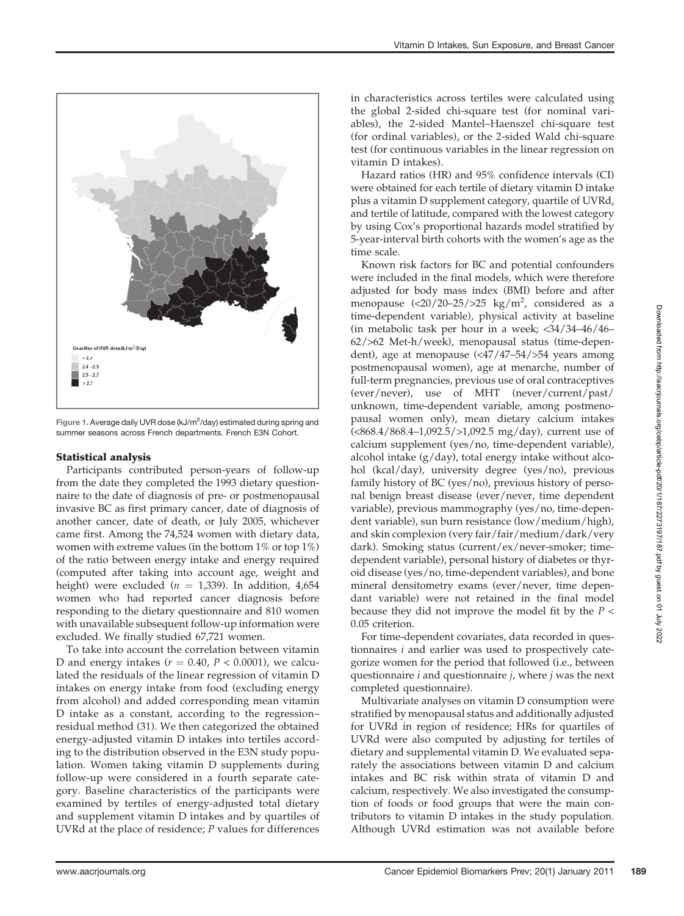Quartiles of UVR dose (kJ/m²/Day)

- < 2.4
- 2.4 - 2.5
- 2.5 - 2.7
- > 2.7

**Figure 1.** Average daily UVR dose (kJ/m$^2$/day) estimated during spring and summer seasons across French departments. French E3N Cohort.

### Statistical analysis

Participants contributed person-years of follow-up from the date they completed the 1993 dietary questionnaire to the date of diagnosis of pre- or postmenopausal invasive BC as first primary cancer, date of diagnosis of another cancer, date of death, or July 2005, whichever came first. Among the 74,524 women with dietary data, women with extreme values (in the bottom 1% or top 1%) of the ratio between energy intake and energy required (computed after taking into account age, weight and height) were excluded ($n$ = 1,339). In addition, 4,654 women who had reported cancer diagnosis before responding to the dietary questionnaire and 810 women with unavailable subsequent follow-up information were excluded. We finally studied 67,721 women.

To take into account the correlation between vitamin D and energy intakes ($r$ = 0.40, $P < 0.0001$), we calculated the residuals of the linear regression of vitamin D intakes on energy intake from food (excluding energy from alcohol) and added corresponding mean vitamin D intake as a constant, according to the regression–residual method (31). We then categorized the obtained energy-adjusted vitamin D intakes into tertiles according to the distribution observed in the E3N study population. Women taking vitamin D supplements during follow-up were considered in a fourth separate category. Baseline characteristics of the participants were examined by tertiles of energy-adjusted total dietary and supplement vitamin D intakes and by quartiles of UVRd at the place of residence; $P$ values for differences in characteristics across tertiles were calculated using the global 2-sided chi-square test (for nominal variables), the 2-sided Mantel–Haenszel chi-square test (for ordinal variables), or the 2-sided Wald chi-square test (for continuous variables in the linear regression on vitamin D intakes).

Hazard ratios (HR) and 95% confidence intervals (CI) were obtained for each tertile of dietary vitamin D intake plus a vitamin D supplement category, quartile of UVRd, and tertile of latitude, compared with the lowest category by using Cox's proportional hazards model stratified by 5-year-interval birth cohorts with the women's age as the time scale.

Known risk factors for BC and potential confounders were included in the final models, which were therefore adjusted for body mass index (BMI) before and after menopause (<20/20–25/>25 kg/m$^2$, considered as a time-dependent variable), physical activity at baseline (in metabolic task per hour in a week; <34/34–46/46–62/>62 Met-h/week), menopausal status (time-dependent), age at menopause (<47/47–54/>54 years among postmenopausal women), age at menarche, number of full-term pregnancies, previous use of oral contraceptives (ever/never), use of MHT (never/current/past/unknown, time-dependent variable, among postmenopausal women only), mean dietary calcium intakes (<868.4/868.4–1,092.5/>1,092.5 mg/day), current use of calcium supplement (yes/no, time-dependent variable), alcohol intake (g/day), total energy intake without alcohol (kcal/day), university degree (yes/no), previous family history of BC (yes/no), previous history of personal benign breast disease (ever/never, time dependent variable), previous mammography (yes/no, time-dependent variable), sun burn resistance (low/medium/high), and skin complexion (very fair/fair/medium/dark/very dark). Smoking status (current/ex/never-smoker; time-dependent variable), personal history of diabetes or thyroid disease (yes/no, time-dependent variables), and bone mineral densitometry exams (ever/never, time dependant variable) were not retained in the final model because they did not improve the model fit by the $P <$ 0.05 criterion.

For time-dependent covariates, data recorded in questionnaires $i$ and earlier was used to prospectively categorize women for the period that followed (i.e., between questionnaire $i$ and questionnaire $j$, where $j$ was the next completed questionnaire).

Multivariate analyses on vitamin D consumption were stratified by menopausal status and additionally adjusted for UVRd in region of residence; HRs for quartiles of UVRd were also computed by adjusting for tertiles of dietary and supplemental vitamin D. We evaluated separately the associations between vitamin D and calcium intakes and BC risk within strata of vitamin D and calcium, respectively. We also investigated the consumption of foods or food groups that were the main contributors to vitamin D intakes in the study population. Although UVRd estimation was not available before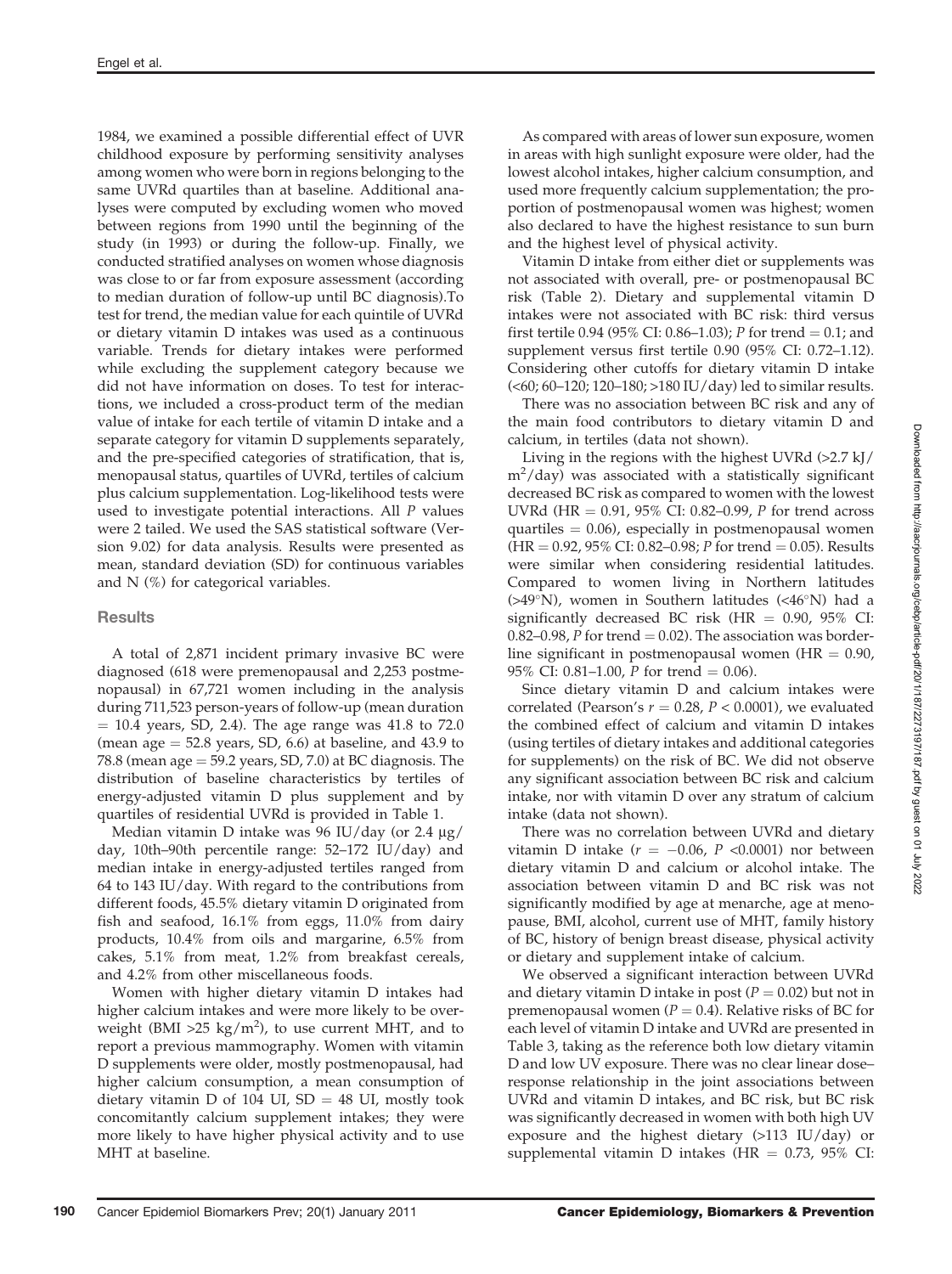1984, we examined a possible differential effect of UVR childhood exposure by performing sensitivity analyses among women who were born in regions belonging to the same UVRd quartiles than at baseline. Additional analyses were computed by excluding women who moved between regions from 1990 until the beginning of the study (in 1993) or during the follow-up. Finally, we conducted stratified analyses on women whose diagnosis was close to or far from exposure assessment (according to median duration of follow-up until BC diagnosis).To test for trend, the median value for each quintile of UVRd or dietary vitamin D intakes was used as a continuous variable. Trends for dietary intakes were performed while excluding the supplement category because we did not have information on doses. To test for interactions, we included a cross-product term of the median value of intake for each tertile of vitamin D intake and a separate category for vitamin D supplements separately, and the pre-specified categories of stratification, that is, menopausal status, quartiles of UVRd, tertiles of calcium plus calcium supplementation. Log-likelihood tests were used to investigate potential interactions. All $P$ values were 2 tailed. We used the SAS statistical software (Version 9.02) for data analysis. Results were presented as mean, standard deviation (SD) for continuous variables and N (%) for categorical variables.

## Results

A total of 2,871 incident primary invasive BC were diagnosed (618 were premenopausal and 2,253 postmenopausal) in 67,721 women including in the analysis during 711,523 person-years of follow-up (mean duration = 10.4 years, SD, 2.4). The age range was 41.8 to 72.0 (mean age = 52.8 years, SD, 6.6) at baseline, and 43.9 to 78.8 (mean age = 59.2 years, SD, 7.0) at BC diagnosis. The distribution of baseline characteristics by tertiles of energy-adjusted vitamin D plus supplement and by quartiles of residential UVRd is provided in Table 1.

Median vitamin D intake was 96 IU/day (or 2.4 μg/day, 10th–90th percentile range: 52–172 IU/day) and median intake in energy-adjusted tertiles ranged from 64 to 143 IU/day. With regard to the contributions from different foods, 45.5% dietary vitamin D originated from fish and seafood, 16.1% from eggs, 11.0% from dairy products, 10.4% from oils and margarine, 6.5% from cakes, 5.1% from meat, 1.2% from breakfast cereals, and 4.2% from other miscellaneous foods.

Women with higher dietary vitamin D intakes had higher calcium intakes and were more likely to be overweight (BMI >25 kg/m$^2$), to use current MHT, and to report a previous mammography. Women with vitamin D supplements were older, mostly postmenopausal, had higher calcium consumption, a mean consumption of dietary vitamin D of 104 UI, SD = 48 UI, mostly took concomitantly calcium supplement intakes; they were more likely to have higher physical activity and to use MHT at baseline.

As compared with areas of lower sun exposure, women in areas with high sunlight exposure were older, had the lowest alcohol intakes, higher calcium consumption, and used more frequently calcium supplementation; the proportion of postmenopausal women was highest; women also declared to have the highest resistance to sun burn and the highest level of physical activity.

Vitamin D intake from either diet or supplements was not associated with overall, pre- or postmenopausal BC risk (Table 2). Dietary and supplemental vitamin D intakes were not associated with BC risk: third versus first tertile 0.94 (95% CI: 0.86–1.03); $P$ for trend = 0.1; and supplement versus first tertile 0.90 (95% CI: 0.72–1.12). Considering other cutoffs for dietary vitamin D intake (<60; 60–120; 120–180; >180 IU/day) led to similar results.

There was no association between BC risk and any of the main food contributors to dietary vitamin D and calcium, in tertiles (data not shown).

Living in the regions with the highest UVRd (>2.7 kJ/m$^2$/day) was associated with a statistically significant decreased BC risk as compared to women with the lowest UVRd (HR = 0.91, 95% CI: 0.82–0.99, $P$ for trend across quartiles = 0.06), especially in postmenopausal women (HR = 0.92, 95% CI: 0.82–0.98; $P$ for trend = 0.05). Results were similar when considering residential latitudes. Compared to women living in Northern latitudes (>49°N), women in Southern latitudes (<46°N) had a significantly decreased BC risk (HR = 0.90, 95% CI: 0.82–0.98, $P$ for trend = 0.02). The association was borderline significant in postmenopausal women (HR = 0.90, 95% CI: 0.81–1.00, $P$ for trend = 0.06).

Since dietary vitamin D and calcium intakes were correlated (Pearson's $r = 0.28$, $P < 0.0001$), we evaluated the combined effect of calcium and vitamin D intakes (using tertiles of dietary intakes and additional categories for supplements) on the risk of BC. We did not observe any significant association between BC risk and calcium intake, nor with vitamin D over any stratum of calcium intake (data not shown).

There was no correlation between UVRd and dietary vitamin D intake ($r = -0.06$, $P$ <0.0001) nor between dietary vitamin D and calcium or alcohol intake. The association between vitamin D and BC risk was not significantly modified by age at menarche, age at menopause, BMI, alcohol, current use of MHT, family history of BC, history of benign breast disease, physical activity or dietary and supplement intake of calcium.

We observed a significant interaction between UVRd and dietary vitamin D intake in post ($P = 0.02$) but not in premenopausal women ($P = 0.4$). Relative risks of BC for each level of vitamin D intake and UVRd are presented in Table 3, taking as the reference both low dietary vitamin D and low UV exposure. There was no clear linear dose–response relationship in the joint associations between UVRd and vitamin D intakes, and BC risk, but BC risk was significantly decreased in women with both high UV exposure and the highest dietary (>113 IU/day) or supplemental vitamin D intakes (HR = 0.73, 95% CI: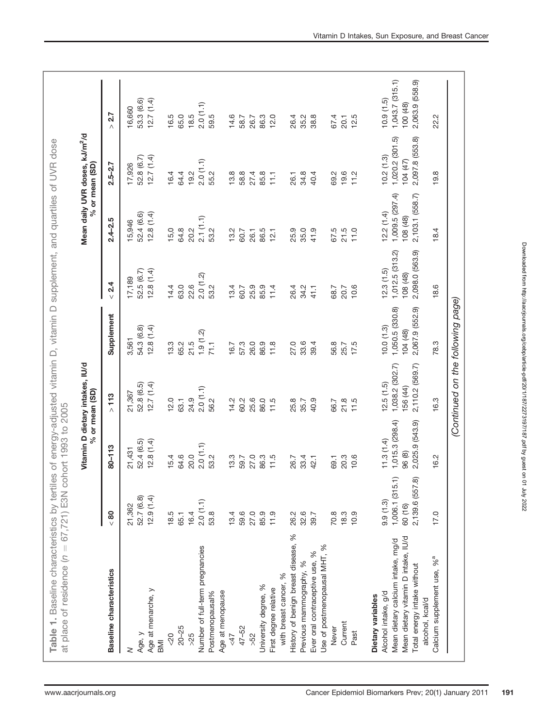**Table 1.** Baseline characteristics by tertiles of energy-adjusted vitamin D, vitamin D supplement, and quartiles of UVR dose at place of residence ($n = 67,721$) E3N cohort 1993 to 2005

| Baseline characteristics | Vitamin D dietary intakes, IU/d % or mean (SD) | | | Supplement | Mean daily UVR doses, kJ/m²/d % or mean (SD) | | | |
|---|---|---|---|---|---|---|---|---|
| | < 80 | 80–113 | > 113 | | < 2.4 | 2.4–2.5 | 2.5–2.7 | > 2.7 |
| N | 21,362 | 21,431 | 21,367 | 3,561 | 17,189 | 15,946 | 17,926 | 16,660 |
| Age, y | 52.7 (6.8) | 52.4 (6.5) | 52.8 (6.5) | 54.3 (6.8) | 52.5 (6.7) | 52.4 (6.6) | 52.8 (6.7) | 53.3 (6.6) |
| Age at menarche, y | 12.9 (1.4) | 12.8 (1.4) | 12.7 (1.4) | 12.8 (1.4) | 12.8 (1.4) | 12.8 (1.4) | 12.7 (1.4) | 12.7 (1.4) |
| BMI | | | | | | | | |
| <20 | 18.5 | 15.4 | 12.0 | 13.3 | 14.4 | 15.0 | 16.4 | 16.5 |
| 20–25 | 65.1 | 64.6 | 63.1 | 65.2 | 63.0 | 64.8 | 64.4 | 65.0 |
| >25 | 16.4 | 20.0 | 24.9 | 21.5 | 22.6 | 20.2 | 19.2 | 18.5 |
| Number of full-term pregnancies | 2.0 (1.1) | 2.0 (1.1) | 2.0 (1.1) | 1.9 (1.2) | 2.0 (1.2) | 2.1 (1.1) | 2.0 (1.1) | 2.0 (1.1) |
| Postmenopausal% | 53.8 | 53.2 | 56.2 | 71.1 | 53.2 | 53.2 | 55.2 | 59.5 |
| Age at menopause | | | | | | | | |
| <47 | 13.4 | 13.3 | 14.2 | 16.7 | 13.4 | 13.2 | 13.8 | 14.6 |
| 47–52 | 59.6 | 59.7 | 60.2 | 57.3 | 60.7 | 60.7 | 58.8 | 58.7 |
| >52 | 27.0 | 27.0 | 25.6 | 26.0 | 25.9 | 26.1 | 27.4 | 26.7 |
| University degree, % | 85.9 | 86.3 | 86.0 | 86.9 | 85.9 | 86.5 | 85.8 | 86.3 |
| First degree relative with breast cancer, % | 11.9 | 11.5 | 11.5 | 11.8 | 11.4 | 12.1 | 11.1 | 12.0 |
| History of benign breast disease, % | 26.2 | 26.7 | 25.8 | 27.0 | 26.4 | 25.9 | 26.1 | 26.4 |
| Previous mammography, % | 32.6 | 33.4 | 35.7 | 33.6 | 34.2 | 35.0 | 34.8 | 35.2 |
| Ever oral contraceptive use, % | 39.7 | 42.1 | 40.9 | 39.4 | 41.1 | 41.9 | 40.4 | 38.8 |
| Use of postmenopausal MHT, % | | | | | | | | |
| Never | 70.8 | 69.1 | 66.7 | 56.8 | 68.7 | 67.5 | 69.2 | 67.4 |
| Current | 18.3 | 20.3 | 21.8 | 25.7 | 20.7 | 21.5 | 19.6 | 20.1 |
| Past | 10.9 | 10.6 | 11.5 | 17.5 | 10.6 | 11.0 | 11.2 | 12.5 |
| **Dietary variables** | | | | | | | | |
| Alcohol intake, g/d | 9.9 (1.3) | 11.3 (1.4) | 12.5 (1.5) | 10.0 (1.3) | 12.3 (1.5) | 12.2 (1.4) | 10.2 (1.3) | 10.9 (1.5) |
| Mean dietary calcium intake, mg/d | 1,006.1 (315.1) | 1,015.3 (298.4) | 1,038.2 (302.7) | 1,050.5 (330.8) | 1,012.5 (313.2) | 1,009.5 (297.4) | 1,020.2 (301.5) | 1,043.7 (315.1) |
| Mean dietary vitamin D intake, IU/d | 60 (16) | 96 (8) | 156 (44) | 104 (48) | 108 (48) | 108 (48) | 104 (47) | 100 (48) |
| Total energy intake without alcohol, kcal/d | 2,139.6 (557.8) | 2,025.9 (543.9) | 2,110.2 (569.7) | 2,067.9 (552.9) | 2,098.0 (563.9) | 2,103.1 (558.7) | 2,097.8 (553.8) | 2,063.9 (558.9) |
| Calcium supplement use, %[a] | 17.0 | 16.2 | 16.3 | 78.3 | 18.6 | 18.4 | 19.8 | 22.2 |

*(Continued on the following page)*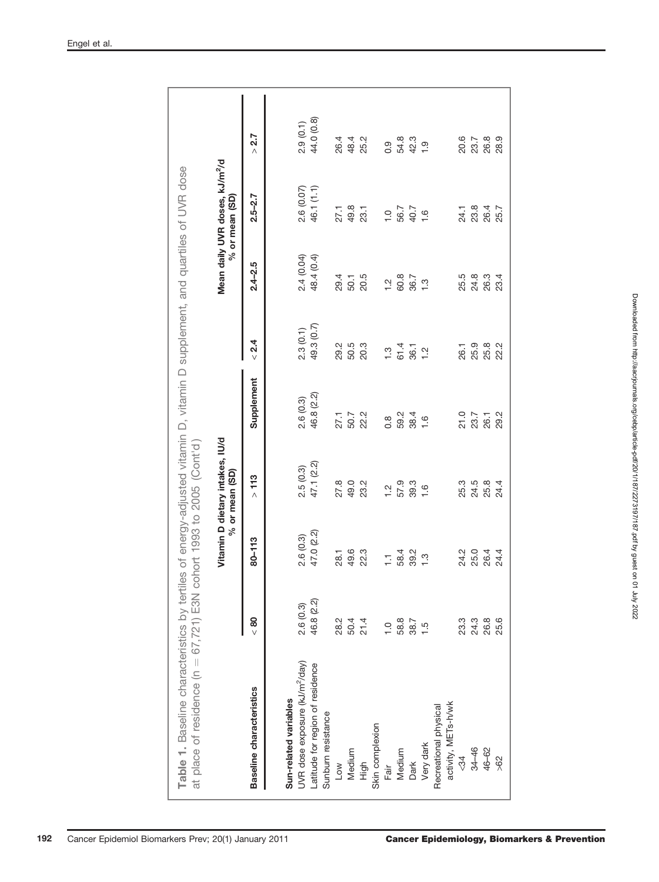**Table 1.** Baseline characteristics by tertiles of energy-adjusted vitamin D, vitamin D supplement, and quartiles of UVR dose at place of residence (n = 67,721) E3N cohort 1993 to 2005 (Cont'd)

| Baseline characteristics | Vitamin D dietary intakes, IU/d % or mean (SD) | | | | Mean daily UVR doses, kJ/m²/d % or mean (SD) | | | |
|---|---|---|---|---|---|---|---|---|
| | < 80 | 80–113 | > 113 | Supplement | < 2.4 | 2.4–2.5 | 2.5–2.7 | > 2.7 |
| **Sun-related variables** | | | | | | | | |
| UVR dose exposure (kJ/m²/day) | 2.6 (0.3) | 2.6 (0.3) | 2.5 (0.3) | 2.6 (0.3) | 2.3 (0.1) | 2.4 (0.04) | 2.6 (0.07) | 2.9 (0.1) |
| Latitude for region of residence | 46.8 (2.2) | 47.0 (2.2) | 47.1 (2.2) | 46.8 (2.2) | 49.3 (0.7) | 48.4 (0.4) | 46.1 (1.1) | 44.0 (0.8) |
| Sunburn resistance | | | | | | | | |
| Low | 28.2 | 28.1 | 27.8 | 27.1 | 29.2 | 29.4 | 27.1 | 26.4 |
| Medium | 50.4 | 49.6 | 49.0 | 50.7 | 50.5 | 50.1 | 49.8 | 48.4 |
| High | 21.4 | 22.3 | 23.2 | 22.2 | 20.3 | 20.5 | 23.1 | 25.2 |
| Skin complexion | | | | | | | | |
| Fair | 1.0 | 1.1 | 1.2 | 0.8 | 1.3 | 1.2 | 1.0 | 0.9 |
| Medium | 58.8 | 58.4 | 57.9 | 59.2 | 61.4 | 60.8 | 56.7 | 54.8 |
| Dark | 38.7 | 39.2 | 39.3 | 38.4 | 36.1 | 36.7 | 40.7 | 42.3 |
| Very dark | 1.5 | 1.3 | 1.6 | 1.6 | 1.2 | 1.3 | 1.6 | 1.9 |
| Recreational physical activity, METs-h/wk | | | | | | | | |
| <34 | 23.3 | 24.2 | 25.3 | 21.0 | 26.1 | 25.5 | 24.1 | 20.6 |
| 34–46 | 24.3 | 25.0 | 24.5 | 23.7 | 25.9 | 24.8 | 23.8 | 23.7 |
| 46–62 | 26.8 | 26.4 | 25.8 | 26.1 | 25.8 | 26.3 | 26.4 | 26.8 |
| >62 | 25.6 | 24.4 | 24.4 | 29.2 | 22.2 | 23.4 | 25.7 | 28.9 |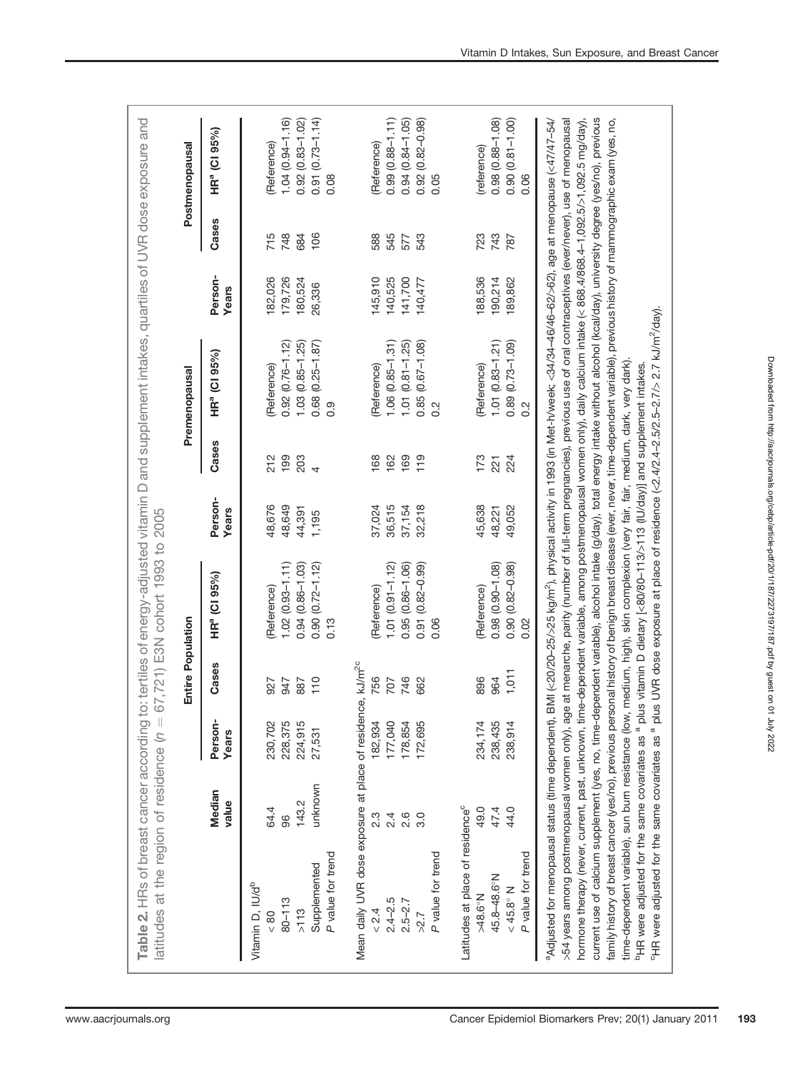**Table 2.** HRs of breast cancer according to: tertiles of energy-adjusted vitamin D and supplement intakes, quartiles of UVR dose exposure and latitudes at the region of residence ($n = 67,721$) E3N cohort 1993 to 2005

| | | Entire Population | | | Premenopausal | | | Postmenopausal | | |
|---|---|---|---|---|---|---|---|---|---|---|
| | Median value | Person-Years | Cases | HR[a] (CI 95%) | Person-Years | Cases | HR[a] (CI 95%) | Person-Years | Cases | HR[a] (CI 95%) |
| Vitamin D, IU/d[b] | | | | | | | | | | |
| < 80 | 64.4 | 230,702 | 927 | (Reference) | 48,676 | 212 | (Reference) | 182,026 | 715 | (Reference) |
| 80–113 | 96 | 228,375 | 947 | 1.02 (0.93–1.11) | 48,649 | 199 | 0.92 (0.76–1.12) | 179,726 | 748 | 1.04 (0.94–1.16) |
| >113 | 143.2 | 224,915 | 887 | 0.94 (0.86–1.03) | 44,391 | 203 | 1.03 (0.85–1.25) | 180,524 | 684 | 0.92 (0.83–1.02) |
| Supplemented | unknown | 27,531 | 110 | 0.90 (0.72–1.12) | 1,195 | 4 | 0.68 (0.25–1.87) | 26,336 | 106 | 0.91 (0.73–1.14) |
| *P* value for trend | | | | 0.13 | | | 0.9 | | | 0.08 |
| Mean daily UVR dose exposure at place of residence, kJ/m²[c] | | | | | | | | | | |
| < 2.4 | 2.3 | 182,934 | 756 | (Reference) | 37,024 | 168 | (Reference) | 145,910 | 588 | (Reference) |
| 2.4–2.5 | 2.4 | 177,040 | 707 | 1.01 (0.91–1.12) | 36,515 | 162 | 1.06 (0.85–1.31) | 140,525 | 545 | 0.99 (0.88–1.11) |
| 2.5–2.7 | 2.6 | 178,854 | 746 | 0.95 (0.86–1.06) | 37,154 | 169 | 1.01 (0.81–1.25) | 141,700 | 577 | 0.94 (0.84–1.05) |
| >2.7 | 3.0 | 172,695 | 662 | 0.91 (0.82–0.99) | 32,218 | 119 | 0.85 (0.67–1.08) | 140,477 | 543 | 0.92 (0.82–0.98) |
| *P* value for trend | | | | 0.06 | | | 0.2 | | | 0.05 |
| Latitudes at place of residence[c] | | | | | | | | | | |
| >48.6°N | 49.0 | 234,174 | 896 | (Reference) | 45,638 | 173 | (Reference) | 188,536 | 723 | (reference) |
| 45.8–48.6°N | 47.4 | 238,435 | 964 | 0.98 (0.90–1.08) | 48,221 | 221 | 1.01 (0.83–1.21) | 190,214 | 743 | 0.98 (0.88–1.08) |
| < 45.8° N | 44.0 | 238,914 | 1,011 | 0.90 (0.82–0.98) | 49,052 | 224 | 0.89 (0.73–1.09) | 189,862 | 787 | 0.90 (0.81–1.00) |
| *P* value for trend | | | | 0.02 | | | 0.2 | | | 0.06 |

[a]Adjusted for menopausal status (time dependent), BMI (<20/20–25/>25 kg/m²), physical activity in 1993 (in Met-h/week; <34/34–46/46–62/>62), age at menopause (<47/47–54/>54 years among postmenopausal women only), age at menarche, parity (number of full-term pregnancies), previous use of oral contraceptives (ever/never), use of menopausal hormone therapy (never, current, past, unknown, time-dependent variable, among postmenopausal women only), daily calcium intake (< 868.4/868.4–1,092.5/>1,092.5 mg/day), current use of calcium supplement (yes, no, time-dependent variable), alcohol intake (g/day), total energy intake without alcohol (kcal/day), university degree (yes/no), previous family history of breast cancer (yes/no), previous personal history of benign breast disease (ever, never, time-dependent variable), previous history of mammographic exam (yes, no, time-dependent variable), sun burn resistance (low, medium, high), skin complexion (very fair, fair, medium, dark, very dark).

[b]HR were adjusted for the same covariates as [a] plus vitamin D dietary [<80/80–113/>113 (IU/day)] and supplement intakes.

[c]HR were adjusted for the same covariates as [a] plus UVR dose exposure at place of residence (<2.4/2.4–2.5/2.5–2.7/> 2.7 kJ/m²/day).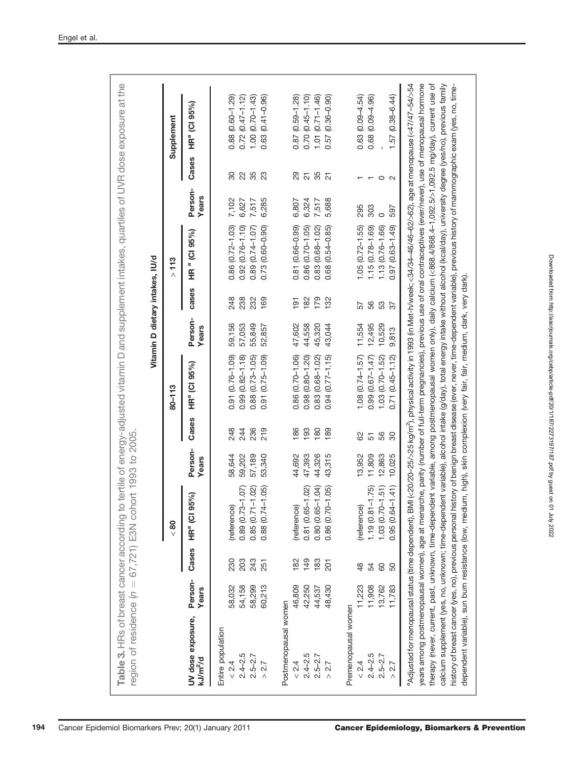**Table 3.** HRs of breast cancer according to tertile of energy-adjusted vitamin D and supplement intakes, quartiles of UVR dose exposure at the region of residence ($n = 67,721$) E3N cohort 1993 to 2005.

| | Vitamin D dietary intakes, IU/d | | | | | | | | | Supplement | | |
|---|---|---|---|---|---|---|---|---|---|---|---|---|
| | < 80 | | | 80–113 | | | > 113 | | | | | |
| UV dose exposure, kJ/m²/d | Person-Years | Cases | HR[a] (CI 95%) | Person-Years | Cases | HR[a] (CI 95%) | Person-Years | cases | HR [a] (CI 95%) | Person-Years | Cases | HR[a] (CI 95%) |
| Entire population | | | | | | | | | | | | |
| < 2.4 | 58,032 | 230 | (reference) | 58,644 | 248 | 0.91 (0.76–1.09) | 59,156 | 248 | 0.86 (0.72–1.03) | 7,102 | 30 | 0.88 (0.60–1.29) |
| 2.4–2.5 | 54,158 | 203 | 0.89 (0.73–1.07) | 59,202 | 244 | 0.99 (0.82–1.18) | 57,053 | 238 | 0.92 (0.76–1.10) | 6,627 | 22 | 0.72 (0.47–1.12) |
| 2.5–2.7 | 58,299 | 243 | 0.85 (0.71–1.02) | 57,189 | 236 | 0.88 (0.73–1.05) | 55,849 | 232 | 0.89 (0.74–1.07) | 7,517 | 35 | 1.00 (0.70–1.43) |
| > 2.7 | 60,213 | 251 | 0.88 (0.74–1.05) | 53,340 | 219 | 0.91 (0.75–1.09) | 52,857 | 169 | 0.73 (0.60–0.90) | 6,285 | 23 | 0.63 (0.41–0.96) |
| Postmenopausal women | | | | | | | | | | | | |
| < 2.4 | 46,809 | 182 | (reference) | 44,692 | 186 | 0.86 (0.70–1.06) | 47,602 | 191 | 0.81 (0.66–0.99) | 6,807 | 29 | 0.87 (0.59–1.28) |
| 2.4–2.5 | 42,250 | 149 | 0.81 (0.65–1.02) | 47,393 | 193 | 0.98 (0.80–1.20) | 44,558 | 182 | 0.86 (0.70–1.05) | 6,324 | 21 | 0.70 (0.45–1.10) |
| 2.5–2.7 | 44,537 | 183 | 0.80 (0.65–1.04) | 44,326 | 180 | 0.83 (0.68–1.02) | 45,320 | 179 | 0.83 (0.68–1.02) | 7,517 | 35 | 1.01 (0.71–1.46) |
| > 2.7 | 48,430 | 201 | 0.86 (0.70–1.05) | 43,315 | 189 | 0.94 (0.77–1.15) | 43,044 | 132 | 0.68 (0.54–0.85) | 5,688 | 21 | 0.57 (0.36–0.90) |
| Premenopausal women | | | | | | | | | | | | |
| < 2.4 | 11,223 | 48 | (reference) | 13,952 | 62 | 1.08 (0.74–1.57) | 11,554 | 57 | 1.05 (0.72–1.55) | 295 | 1 | 0.63 (0.09–4.54) |
| 2.4–2.5 | 11,908 | 54 | 1.19 (0.81–1.75) | 11,809 | 51 | 0.99 (0.67–1.47) | 12,495 | 56 | 1.15 (0.78–1.69) | 303 | 1 | 0.68 (0.09–4.96) |
| 2.5–2.7 | 13,762 | 60 | 1.03 (0.70–1.51) | 12,863 | 56 | 1.03 (0.70–1.52) | 10,529 | 53 | 1.13 (0.76–1.66) | 0 | 0 | - |
| > 2.7 | 11,783 | 50 | 0.95 (0.64–1.41) | 10,025 | 30 | 0.71 (0.45–1.12) | 9,813 | 37 | 0.97 (0.63–1.49) | 597 | 2 | 1.57 (0.38–6.44) |

[a]Adjusted for menopausal status (time dependent), BMI (<20/20–25/>25 kg/m²), physical activity in 1993 (in Met-h/week; <34/34–46/46–62/>62), age at menopause (<47/47–54/>54 years among postmenopausal women), age at menarche, parity (number of full-term pregnancies), previous use of oral contraceptives (ever/never), use of menopausal hormone therapy (never, current, past, unknown, time-dependent variable, among postmenopausal women only), daily calcium (<868.4/868.4–1,092.5/>1,092.5 mg/day), current use of calcium supplement (yes, no, unknown; time-dependent variable), alcohol intake (g/day), total energy intake without alcohol (kcal/day), university degree (yes/no), previous family history of breast cancer (yes, no), previous personal history of benign breast disease (ever, never, time-dependent variable), previous history of mammographic exam (yes, no, time-dependent variable), sun burn resistance (low, medium, high), skin complexion (very fair, fair, medium, dark, very dark).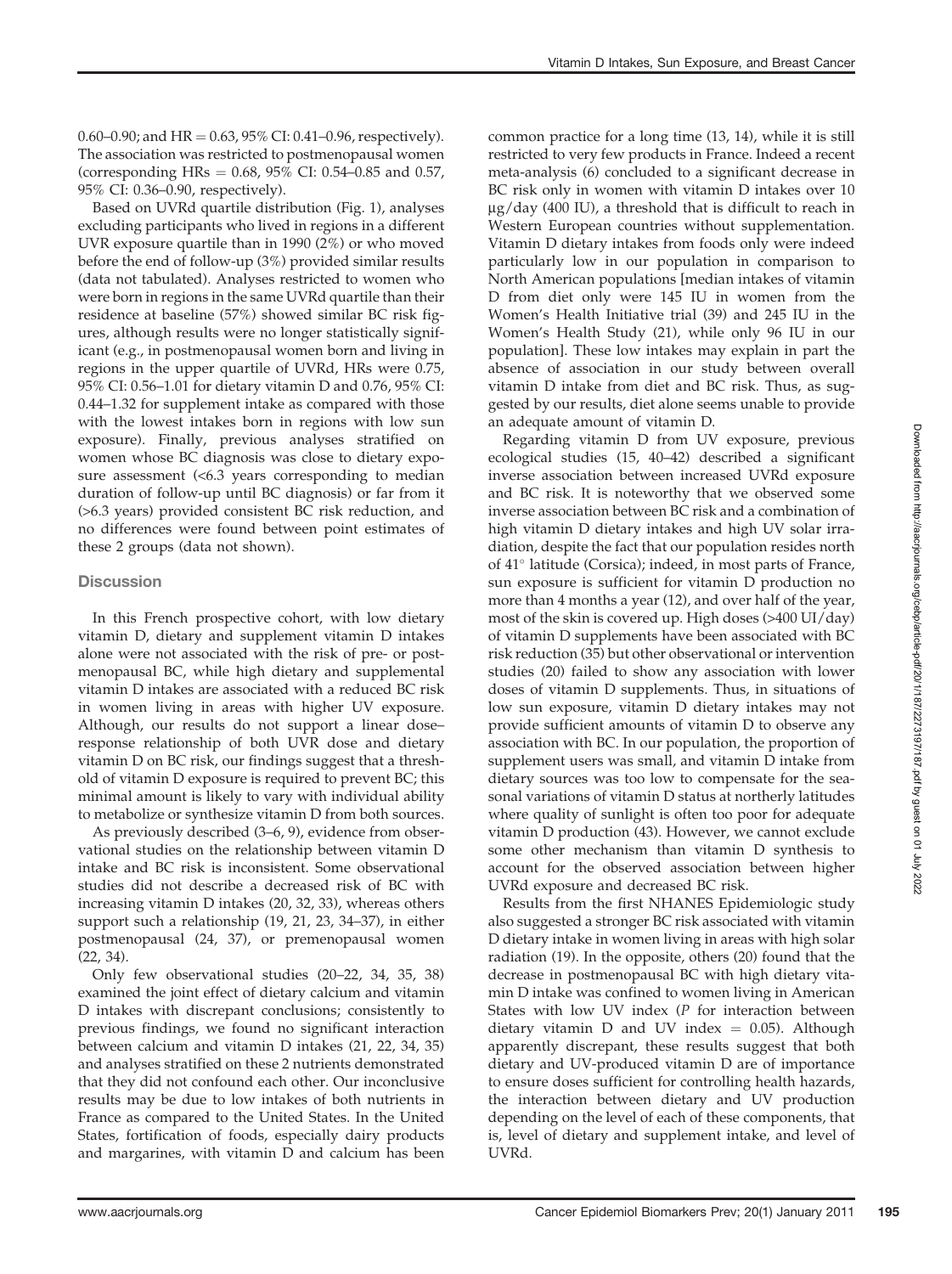0.60–0.90; and HR = 0.63, 95% CI: 0.41–0.96, respectively). The association was restricted to postmenopausal women (corresponding HRs = 0.68, 95% CI: 0.54–0.85 and 0.57, 95% CI: 0.36–0.90, respectively).

Based on UVRd quartile distribution (Fig. 1), analyses excluding participants who lived in regions in a different UVR exposure quartile than in 1990 (2%) or who moved before the end of follow-up (3%) provided similar results (data not tabulated). Analyses restricted to women who were born in regions in the same UVRd quartile than their residence at baseline (57%) showed similar BC risk figures, although results were no longer statistically significant (e.g., in postmenopausal women born and living in regions in the upper quartile of UVRd, HRs were 0.75, 95% CI: 0.56–1.01 for dietary vitamin D and 0.76, 95% CI: 0.44–1.32 for supplement intake as compared with those with the lowest intakes born in regions with low sun exposure). Finally, previous analyses stratified on women whose BC diagnosis was close to dietary exposure assessment (<6.3 years corresponding to median duration of follow-up until BC diagnosis) or far from it (>6.3 years) provided consistent BC risk reduction, and no differences were found between point estimates of these 2 groups (data not shown).

## Discussion

In this French prospective cohort, with low dietary vitamin D, dietary and supplement vitamin D intakes alone were not associated with the risk of pre- or postmenopausal BC, while high dietary and supplemental vitamin D intakes are associated with a reduced BC risk in women living in areas with higher UV exposure. Although, our results do not support a linear dose–response relationship of both UVR dose and dietary vitamin D on BC risk, our findings suggest that a threshold of vitamin D exposure is required to prevent BC; this minimal amount is likely to vary with individual ability to metabolize or synthesize vitamin D from both sources.

As previously described (3–6, 9), evidence from observational studies on the relationship between vitamin D intake and BC risk is inconsistent. Some observational studies did not describe a decreased risk of BC with increasing vitamin D intakes (20, 32, 33), whereas others support such a relationship (19, 21, 23, 34–37), in either postmenopausal (24, 37), or premenopausal women (22, 34).

Only few observational studies (20–22, 34, 35, 38) examined the joint effect of dietary calcium and vitamin D intakes with discrepant conclusions; consistently to previous findings, we found no significant interaction between calcium and vitamin D intakes (21, 22, 34, 35) and analyses stratified on these 2 nutrients demonstrated that they did not confound each other. Our inconclusive results may be due to low intakes of both nutrients in France as compared to the United States. In the United States, fortification of foods, especially dairy products and margarines, with vitamin D and calcium has been common practice for a long time (13, 14), while it is still restricted to very few products in France. Indeed a recent meta-analysis (6) concluded to a significant decrease in BC risk only in women with vitamin D intakes over 10 μg/day (400 IU), a threshold that is difficult to reach in Western European countries without supplementation. Vitamin D dietary intakes from foods only were indeed particularly low in our population in comparison to North American populations [median intakes of vitamin D from diet only were 145 IU in women from the Women's Health Initiative trial (39) and 245 IU in the Women's Health Study (21), while only 96 IU in our population]. These low intakes may explain in part the absence of association in our study between overall vitamin D intake from diet and BC risk. Thus, as suggested by our results, diet alone seems unable to provide an adequate amount of vitamin D.

Regarding vitamin D from UV exposure, previous ecological studies (15, 40–42) described a significant inverse association between increased UVRd exposure and BC risk. It is noteworthy that we observed some inverse association between BC risk and a combination of high vitamin D dietary intakes and high UV solar irradiation, despite the fact that our population resides north of 41° latitude (Corsica); indeed, in most parts of France, sun exposure is sufficient for vitamin D production no more than 4 months a year (12), and over half of the year, most of the skin is covered up. High doses (>400 UI/day) of vitamin D supplements have been associated with BC risk reduction (35) but other observational or intervention studies (20) failed to show any association with lower doses of vitamin D supplements. Thus, in situations of low sun exposure, vitamin D dietary intakes may not provide sufficient amounts of vitamin D to observe any association with BC. In our population, the proportion of supplement users was small, and vitamin D intake from dietary sources was too low to compensate for the seasonal variations of vitamin D status at northerly latitudes where quality of sunlight is often too poor for adequate vitamin D production (43). However, we cannot exclude some other mechanism than vitamin D synthesis to account for the observed association between higher UVRd exposure and decreased BC risk.

Results from the first NHANES Epidemiologic study also suggested a stronger BC risk associated with vitamin D dietary intake in women living in areas with high solar radiation (19). In the opposite, others (20) found that the decrease in postmenopausal BC with high dietary vitamin D intake was confined to women living in American States with low UV index ($P$ for interaction between dietary vitamin D and UV index = 0.05). Although apparently discrepant, these results suggest that both dietary and UV-produced vitamin D are of importance to ensure doses sufficient for controlling health hazards, the interaction between dietary and UV production depending on the level of each of these components, that is, level of dietary and supplement intake, and level of UVRd.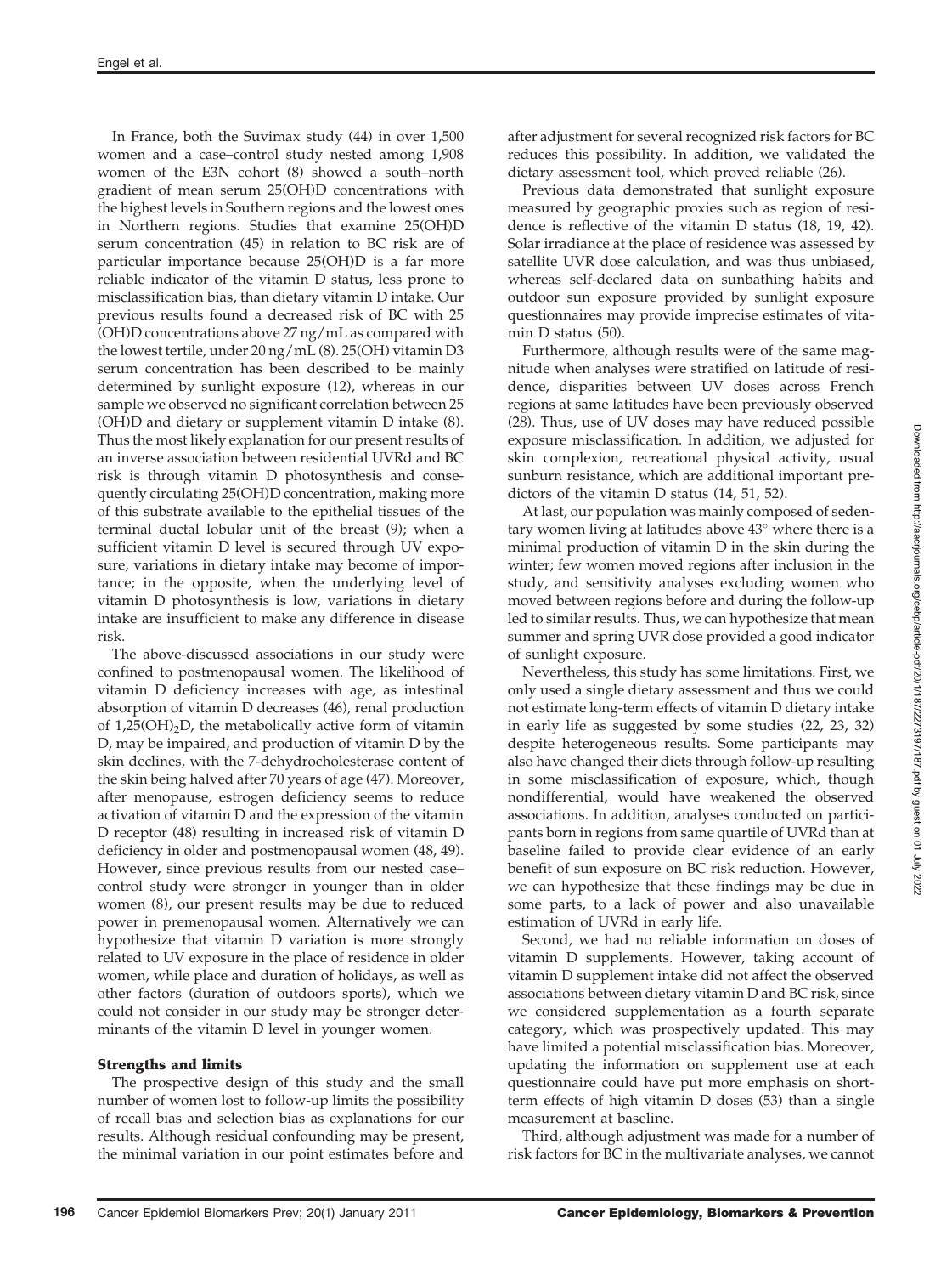In France, both the Suvimax study (44) in over 1,500 women and a case–control study nested among 1,908 women of the E3N cohort (8) showed a south–north gradient of mean serum 25(OH)D concentrations with the highest levels in Southern regions and the lowest ones in Northern regions. Studies that examine 25(OH)D serum concentration (45) in relation to BC risk are of particular importance because 25(OH)D is a far more reliable indicator of the vitamin D status, less prone to misclassification bias, than dietary vitamin D intake. Our previous results found a decreased risk of BC with 25(OH)D concentrations above 27 ng/mL as compared with the lowest tertile, under 20 ng/mL (8). 25(OH) vitamin D3 serum concentration has been described to be mainly determined by sunlight exposure (12), whereas in our sample we observed no significant correlation between 25(OH)D and dietary or supplement vitamin D intake (8). Thus the most likely explanation for our present results of an inverse association between residential UVRd and BC risk is through vitamin D photosynthesis and consequently circulating 25(OH)D concentration, making more of this substrate available to the epithelial tissues of the terminal ductal lobular unit of the breast (9); when a sufficient vitamin D level is secured through UV exposure, variations in dietary intake may become of importance; in the opposite, when the underlying level of vitamin D photosynthesis is low, variations in dietary intake are insufficient to make any difference in disease risk.

The above-discussed associations in our study were confined to postmenopausal women. The likelihood of vitamin D deficiency increases with age, as intestinal absorption of vitamin D decreases (46), renal production of $1,25(OH)_2D$, the metabolically active form of vitamin D, may be impaired, and production of vitamin D by the skin declines, with the 7-dehydrocholesterase content of the skin being halved after 70 years of age (47). Moreover, after menopause, estrogen deficiency seems to reduce activation of vitamin D and the expression of the vitamin D receptor (48) resulting in increased risk of vitamin D deficiency in older and postmenopausal women (48, 49). However, since previous results from our nested case–control study were stronger in younger than in older women (8), our present results may be due to reduced power in premenopausal women. Alternatively we can hypothesize that vitamin D variation is more strongly related to UV exposure in the place of residence in older women, while place and duration of holidays, as well as other factors (duration of outdoors sports), which we could not consider in our study may be stronger determinants of the vitamin D level in younger women.

### Strengths and limits

The prospective design of this study and the small number of women lost to follow-up limits the possibility of recall bias and selection bias as explanations for our results. Although residual confounding may be present, the minimal variation in our point estimates before and after adjustment for several recognized risk factors for BC reduces this possibility. In addition, we validated the dietary assessment tool, which proved reliable (26).

Previous data demonstrated that sunlight exposure measured by geographic proxies such as region of residence is reflective of the vitamin D status (18, 19, 42). Solar irradiance at the place of residence was assessed by satellite UVR dose calculation, and was thus unbiased, whereas self-declared data on sunbathing habits and outdoor sun exposure provided by sunlight exposure questionnaires may provide imprecise estimates of vitamin D status (50).

Furthermore, although results were of the same magnitude when analyses were stratified on latitude of residence, disparities between UV doses across French regions at same latitudes have been previously observed (28). Thus, use of UV doses may have reduced possible exposure misclassification. In addition, we adjusted for skin complexion, recreational physical activity, usual sunburn resistance, which are additional important predictors of the vitamin D status (14, 51, 52).

At last, our population was mainly composed of sedentary women living at latitudes above 43° where there is a minimal production of vitamin D in the skin during the winter; few women moved regions after inclusion in the study, and sensitivity analyses excluding women who moved between regions before and during the follow-up led to similar results. Thus, we can hypothesize that mean summer and spring UVR dose provided a good indicator of sunlight exposure.

Nevertheless, this study has some limitations. First, we only used a single dietary assessment and thus we could not estimate long-term effects of vitamin D dietary intake in early life as suggested by some studies (22, 23, 32) despite heterogeneous results. Some participants may also have changed their diets through follow-up resulting in some misclassification of exposure, which, though nondifferential, would have weakened the observed associations. In addition, analyses conducted on participants born in regions from same quartile of UVRd than at baseline failed to provide clear evidence of an early benefit of sun exposure on BC risk reduction. However, we can hypothesize that these findings may be due in some parts, to a lack of power and also unavailable estimation of UVRd in early life.

Second, we had no reliable information on doses of vitamin D supplements. However, taking account of vitamin D supplement intake did not affect the observed associations between dietary vitamin D and BC risk, since we considered supplementation as a fourth separate category, which was prospectively updated. This may have limited a potential misclassification bias. Moreover, updating the information on supplement use at each questionnaire could have put more emphasis on short-term effects of high vitamin D doses (53) than a single measurement at baseline.

Third, although adjustment was made for a number of risk factors for BC in the multivariate analyses, we cannot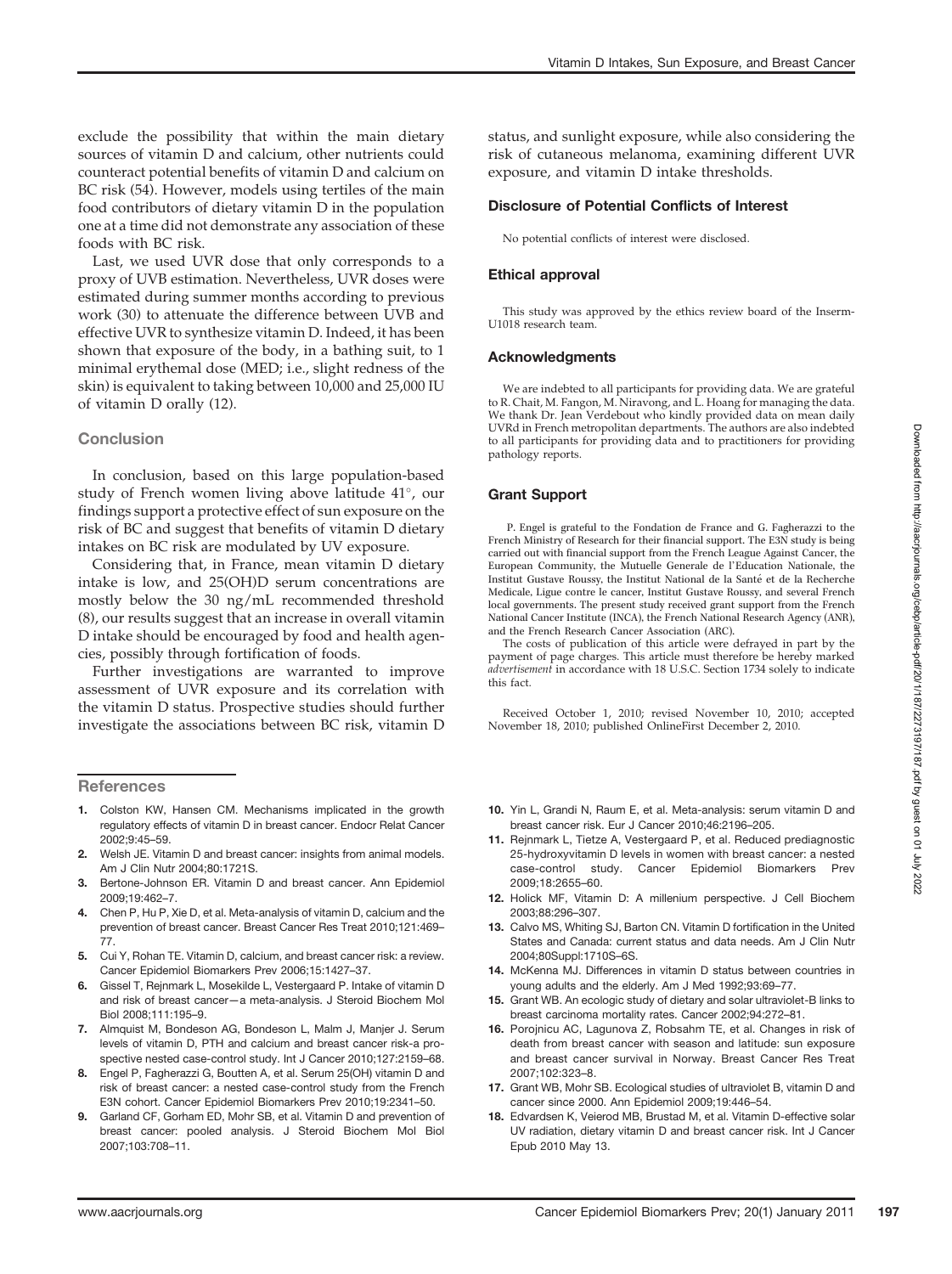exclude the possibility that within the main dietary sources of vitamin D and calcium, other nutrients could counteract potential benefits of vitamin D and calcium on BC risk (54). However, models using tertiles of the main food contributors of dietary vitamin D in the population one at a time did not demonstrate any association of these foods with BC risk.

Last, we used UVR dose that only corresponds to a proxy of UVB estimation. Nevertheless, UVR doses were estimated during summer months according to previous work (30) to attenuate the difference between UVB and effective UVR to synthesize vitamin D. Indeed, it has been shown that exposure of the body, in a bathing suit, to 1 minimal erythemal dose (MED; i.e., slight redness of the skin) is equivalent to taking between 10,000 and 25,000 IU of vitamin D orally (12).

## Conclusion

In conclusion, based on this large population-based study of French women living above latitude 41°, our findings support a protective effect of sun exposure on the risk of BC and suggest that benefits of vitamin D dietary intakes on BC risk are modulated by UV exposure.

Considering that, in France, mean vitamin D dietary intake is low, and 25(OH)D serum concentrations are mostly below the 30 ng/mL recommended threshold (8), our results suggest that an increase in overall vitamin D intake should be encouraged by food and health agencies, possibly through fortification of foods.

Further investigations are warranted to improve assessment of UVR exposure and its correlation with the vitamin D status. Prospective studies should further investigate the associations between BC risk, vitamin D status, and sunlight exposure, while also considering the risk of cutaneous melanoma, examining different UVR exposure, and vitamin D intake thresholds.

### Disclosure of Potential Conflicts of Interest

No potential conflicts of interest were disclosed.

### Ethical approval

This study was approved by the ethics review board of the Inserm-U1018 research team.

### Acknowledgments

We are indebted to all participants for providing data. We are grateful to R. Chait, M. Fangon, M. Niravong, and L. Hoang for managing the data. We thank Dr. Jean Verdebout who kindly provided data on mean daily UVRd in French metropolitan departments. The authors are also indebted to all participants for providing data and to practitioners for providing pathology reports.

### Grant Support

P. Engel is grateful to the Fondation de France and G. Fagherazzi to the French Ministry of Research for their financial support. The E3N study is being carried out with financial support from the French League Against Cancer, the European Community, the Mutuelle Generale de l'Education Nationale, the Institut Gustave Roussy, the Institut National de la Santé et de la Recherche Medicale, Ligue contre le cancer, Institut Gustave Roussy, and several French local governments. The present study received grant support from the French National Cancer Institute (INCA), the French National Research Agency (ANR), and the French Research Cancer Association (ARC).

The costs of publication of this article were defrayed in part by the payment of page charges. This article must therefore be hereby marked *advertisement* in accordance with 18 U.S.C. Section 1734 solely to indicate this fact.

Received October 1, 2010; revised November 10, 2010; accepted November 18, 2010; published OnlineFirst December 2, 2010.

## References

1. Colston KW, Hansen CM. Mechanisms implicated in the growth regulatory effects of vitamin D in breast cancer. Endocr Relat Cancer 2002;9:45–59.
2. Welsh JE. Vitamin D and breast cancer: insights from animal models. Am J Clin Nutr 2004;80:1721S.
3. Bertone-Johnson ER. Vitamin D and breast cancer. Ann Epidemiol 2009;19:462–7.
4. Chen P, Hu P, Xie D, et al. Meta-analysis of vitamin D, calcium and the prevention of breast cancer. Breast Cancer Res Treat 2010;121:469–77.
5. Cui Y, Rohan TE. Vitamin D, calcium, and breast cancer risk: a review. Cancer Epidemiol Biomarkers Prev 2006;15:1427–37.
6. Gissel T, Rejnmark L, Mosekilde L, Vestergaard P. Intake of vitamin D and risk of breast cancer—a meta-analysis. J Steroid Biochem Mol Biol 2008;111:195–9.
7. Almquist M, Bondeson AG, Bondeson L, Malm J, Manjer J. Serum levels of vitamin D, PTH and calcium and breast cancer risk-a prospective nested case-control study. Int J Cancer 2010;127:2159–68.
8. Engel P, Fagherazzi G, Boutten A, et al. Serum 25(OH) vitamin D and risk of breast cancer: a nested case-control study from the French E3N cohort. Cancer Epidemiol Biomarkers Prev 2010;19:2341–50.
9. Garland CF, Gorham ED, Mohr SB, et al. Vitamin D and prevention of breast cancer: pooled analysis. J Steroid Biochem Mol Biol 2007;103:708–11.
10. Yin L, Grandi N, Raum E, et al. Meta-analysis: serum vitamin D and breast cancer risk. Eur J Cancer 2010;46:2196–205.
11. Rejnmark L, Tietze A, Vestergaard P, et al. Reduced prediagnostic 25-hydroxyvitamin D levels in women with breast cancer: a nested case-control study. Cancer Epidemiol Biomarkers Prev 2009;18:2655–60.
12. Holick MF, Vitamin D: A millenium perspective. J Cell Biochem 2003;88:296–307.
13. Calvo MS, Whiting SJ, Barton CN. Vitamin D fortification in the United States and Canada: current status and data needs. Am J Clin Nutr 2004;80Suppl:1710S–6S.
14. McKenna MJ. Differences in vitamin D status between countries in young adults and the elderly. Am J Med 1992;93:69–77.
15. Grant WB. An ecologic study of dietary and solar ultraviolet-B links to breast carcinoma mortality rates. Cancer 2002;94:272–81.
16. Porojnicu AC, Lagunova Z, Robsahm TE, et al. Changes in risk of death from breast cancer with season and latitude: sun exposure and breast cancer survival in Norway. Breast Cancer Res Treat 2007;102:323–8.
17. Grant WB, Mohr SB. Ecological studies of ultraviolet B, vitamin D and cancer since 2000. Ann Epidemiol 2009;19:446–54.
18. Edvardsen K, Veierod MB, Brustad M, et al. Vitamin D-effective solar UV radiation, dietary vitamin D and breast cancer risk. Int J Cancer Epub 2010 May 13.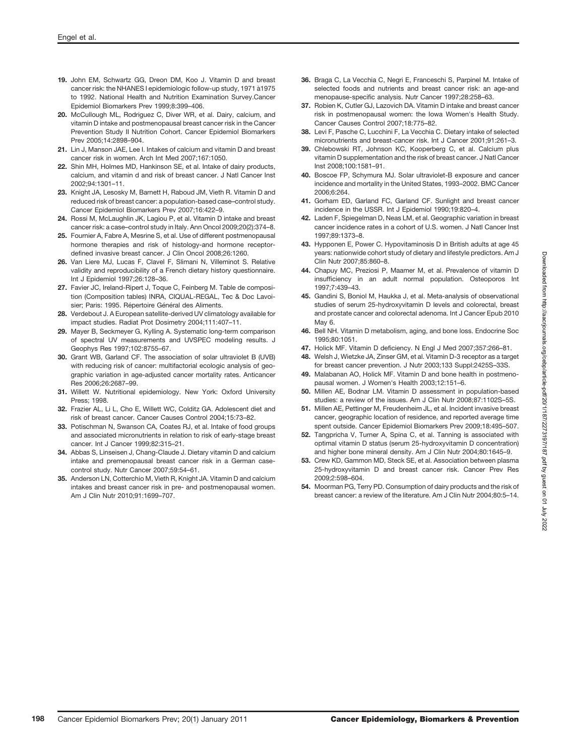19. John EM, Schwartz GG, Dreon DM, Koo J. Vitamin D and breast cancer risk: the NHANES I epidemiologic follow-up study, 1971 à1975 to 1992. National Health and Nutrition Examination Survey.Cancer Epidemiol Biomarkers Prev 1999;8:399–406.
20. McCullough ML, Rodriguez C, Diver WR, et al. Dairy, calcium, and vitamin D intake and postmenopausal breast cancer risk in the Cancer Prevention Study II Nutrition Cohort. Cancer Epidemiol Biomarkers Prev 2005;14:2898–904.
21. Lin J, Manson JAE, Lee I. Intakes of calcium and vitamin D and breast cancer risk in women. Arch Int Med 2007;167:1050.
22. Shin MH, Holmes MD, Hankinson SE, et al. Intake of dairy products, calcium, and vitamin d and risk of breast cancer. J Natl Cancer Inst 2002;94:1301–11.
23. Knight JA, Lesosky M, Barnett H, Raboud JM, Vieth R. Vitamin D and reduced risk of breast cancer: a population-based case–control study. Cancer Epidemiol Biomarkers Prev 2007;16:422–9.
24. Rossi M, McLaughlin JK, Lagiou P, et al. Vitamin D intake and breast cancer risk: a case–control study in Italy. Ann Oncol 2009;20(2):374–8.
25. Fournier A, Fabre A, Mesrine S, et al. Use of different postmenopausal hormone therapies and risk of histology-and hormone receptor-defined invasive breast cancer. J Clin Oncol 2008;26:1260.
26. Van Liere MJ, Lucas F, Clavel F, Slimani N, Villeminot S. Relative validity and reproducibility of a French dietary history questionnaire. Int J Epidemiol 1997;26:128–36.
27. Favier JC, Ireland-Ripert J, Toque C, Feinberg M. Table de composition (Composition tables) INRA, CIQUAL-REGAL, Tec & Doc Lavoisier; Paris: 1995. Répertoire Général des Aliments.
28. Verdebout J. A European satellite-derived UV climatology available for impact studies. Radiat Prot Dosimetry 2004;111:407–11.
29. Mayer B, Seckmeyer G, Kylling A. Systematic long-term comparison of spectral UV measurements and UVSPEC modeling results. J Geophys Res 1997;102:8755–67.
30. Grant WB, Garland CF. The association of solar ultraviolet B (UVB) with reducing risk of cancer: multifactorial ecologic analysis of geographic variation in age-adjusted cancer mortality rates. Anticancer Res 2006;26:2687–99.
31. Willett W. Nutritional epidemiology. New York: Oxford University Press; 1998.
32. Frazier AL, Li L, Cho E, Willett WC, Colditz GA. Adolescent diet and risk of breast cancer. Cancer Causes Control 2004;15:73–82.
33. Potischman N, Swanson CA, Coates RJ, et al. Intake of food groups and associated micronutrients in relation to risk of early-stage breast cancer. Int J Cancer 1999;82:315–21.
34. Abbas S, Linseisen J, Chang-Claude J. Dietary vitamin D and calcium intake and premenopausal breast cancer risk in a German case-control study. Nutr Cancer 2007;59:54–61.
35. Anderson LN, Cotterchio M, Vieth R, Knight JA. Vitamin D and calcium intakes and breast cancer risk in pre- and postmenopausal women. Am J Clin Nutr 2010;91:1699–707.
36. Braga C, La Vecchia C, Negri E, Franceschi S, Parpinel M. Intake of selected foods and nutrients and breast cancer risk: an age-and menopause-specific analysis. Nutr Cancer 1997;28:258–63.
37. Robien K, Cutler GJ, Lazovich DA. Vitamin D intake and breast cancer risk in postmenopausal women: the Iowa Women's Health Study. Cancer Causes Control 2007;18:775–82.
38. Levi F, Pasche C, Lucchini F, La Vecchia C. Dietary intake of selected micronutrients and breast-cancer risk. Int J Cancer 2001;91:261–3.
39. Chlebowski RT, Johnson KC, Kooperberg C, et al. Calcium plus vitamin D supplementation and the risk of breast cancer. J Natl Cancer Inst 2008;100:1581–91.
40. Boscoe FP, Schymura MJ. Solar ultraviolet-B exposure and cancer incidence and mortality in the United States, 1993–2002. BMC Cancer 2006;6:264.
41. Gorham ED, Garland FC, Garland CF. Sunlight and breast cancer incidence in the USSR. Int J Epidemiol 1990;19:820–4.
42. Laden F, Spiegelman D, Neas LM, et al. Geographic variation in breast cancer incidence rates in a cohort of U.S. women. J Natl Cancer Inst 1997;89:1373–8.
43. Hypponen E, Power C. Hypovitaminosis D in British adults at age 45 years: nationwide cohort study of dietary and lifestyle predictors. Am J Clin Nutr 2007;85:860–8.
44. Chapuy MC, Preziosi P, Maamer M, et al. Prevalence of vitamin D insufficiency in an adult normal population. Osteoporos Int 1997;7:439–43.
45. Gandini S, Boniol M, Haukka J, et al. Meta-analysis of observational studies of serum 25-hydroxyvitamin D levels and colorectal, breast and prostate cancer and colorectal adenoma. Int J Cancer Epub 2010 May 6.
46. Bell NH. Vitamin D metabolism, aging, and bone loss. Endocrine Soc 1995;80:1051.
47. Holick MF. Vitamin D deficiency. N Engl J Med 2007;357:266–81.
48. Welsh J, Wietzke JA, Zinser GM, et al. Vitamin D-3 receptor as a target for breast cancer prevention. J Nutr 2003;133 Suppl:2425S–33S.
49. Malabanan AO, Holick MF. Vitamin D and bone health in postmenopausal women. J Women's Health 2003;12:151–6.
50. Millen AE, Bodnar LM. Vitamin D assessment in population-based studies: a review of the issues. Am J Clin Nutr 2008;87:1102S–5S.
51. Millen AE, Pettinger M, Freudenheim JL, et al. Incident invasive breast cancer, geographic location of residence, and reported average time spent outside. Cancer Epidemiol Biomarkers Prev 2009;18:495–507.
52. Tangpricha V, Turner A, Spina C, et al. Tanning is associated with optimal vitamin D status (serum 25-hydroxyvitamin D concentration) and higher bone mineral density. Am J Clin Nutr 2004;80:1645–9.
53. Crew KD, Gammon MD, Steck SE, et al. Association between plasma 25-hydroxyvitamin D and breast cancer risk. Cancer Prev Res 2009;2:598–604.
54. Moorman PG, Terry PD. Consumption of dairy products and the risk of breast cancer: a review of the literature. Am J Clin Nutr 2004;80:5–14.